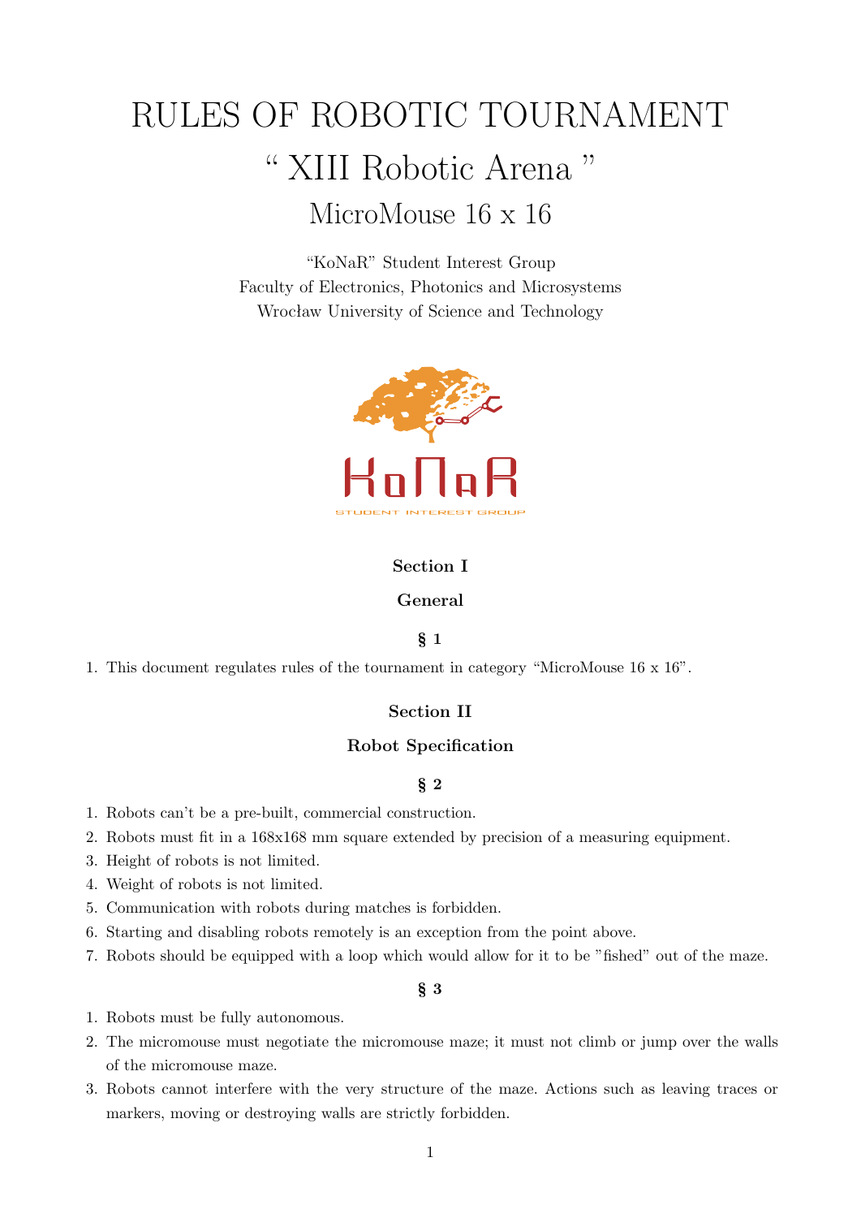# RULES OF ROBOTIC TOURNAMENT

# “ XIII Robotic Arena ”

## MicroMouse 16 x 16

“KoNaR” Student Interest Group
Faculty of Electronics, Photonics and Microsystems
Wrocław University of Science and Technology

### Section I

### General

#### § 1

1. This document regulates rules of the tournament in category “MicroMouse 16 x 16”.

### Section II

### Robot Specification

#### § 2

1. Robots can't be a pre-built, commercial construction.
2. Robots must fit in a 168x168 mm square extended by precision of a measuring equipment.
3. Height of robots is not limited.
4. Weight of robots is not limited.
5. Communication with robots during matches is forbidden.
6. Starting and disabling robots remotely is an exception from the point above.
7. Robots should be equipped with a loop which would allow for it to be ”fished” out of the maze.

#### § 3

1. Robots must be fully autonomous.
2. The micromouse must negotiate the micromouse maze; it must not climb or jump over the walls of the micromouse maze.
3. Robots cannot interfere with the very structure of the maze. Actions such as leaving traces or markers, moving or destroying walls are strictly forbidden.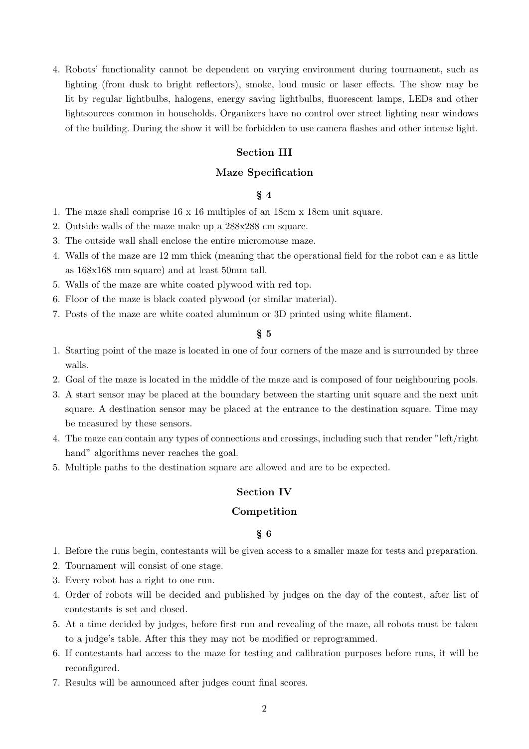4. Robots' functionality cannot be dependent on varying environment during tournament, such as lighting (from dusk to bright reflectors), smoke, loud music or laser effects. The show may be lit by regular lightbulbs, halogens, energy saving lightbulbs, fluorescent lamps, LEDs and other lightsources common in households. Organizers have no control over street lighting near windows of the building. During the show it will be forbidden to use camera flashes and other intense light.

## Section III

## Maze Specification

### § 4

1. The maze shall comprise 16 x 16 multiples of an 18cm x 18cm unit square.
2. Outside walls of the maze make up a 288x288 cm square.
3. The outside wall shall enclose the entire micromouse maze.
4. Walls of the maze are 12 mm thick (meaning that the operational field for the robot can e as little as 168x168 mm square) and at least 50mm tall.
5. Walls of the maze are white coated plywood with red top.
6. Floor of the maze is black coated plywood (or similar material).
7. Posts of the maze are white coated aluminum or 3D printed using white filament.

### § 5

1. Starting point of the maze is located in one of four corners of the maze and is surrounded by three walls.
2. Goal of the maze is located in the middle of the maze and is composed of four neighbouring pools.
3. A start sensor may be placed at the boundary between the starting unit square and the next unit square. A destination sensor may be placed at the entrance to the destination square. Time may be measured by these sensors.
4. The maze can contain any types of connections and crossings, including such that render "left/right hand" algorithms never reaches the goal.
5. Multiple paths to the destination square are allowed and are to be expected.

## Section IV

## Competition

### § 6

1. Before the runs begin, contestants will be given access to a smaller maze for tests and preparation.
2. Tournament will consist of one stage.
3. Every robot has a right to one run.
4. Order of robots will be decided and published by judges on the day of the contest, after list of contestants is set and closed.
5. At a time decided by judges, before first run and revealing of the maze, all robots must be taken to a judge's table. After this they may not be modified or reprogrammed.
6. If contestants had access to the maze for testing and calibration purposes before runs, it will be reconfigured.
7. Results will be announced after judges count final scores.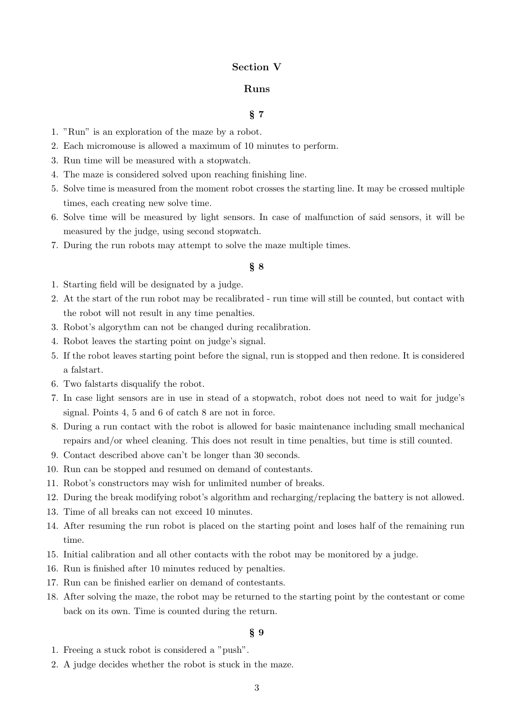## Section V

## Runs

### § 7

1. "Run" is an exploration of the maze by a robot.
2. Each micromouse is allowed a maximum of 10 minutes to perform.
3. Run time will be measured with a stopwatch.
4. The maze is considered solved upon reaching finishing line.
5. Solve time is measured from the moment robot crosses the starting line. It may be crossed multiple times, each creating new solve time.
6. Solve time will be measured by light sensors. In case of malfunction of said sensors, it will be measured by the judge, using second stopwatch.
7. During the run robots may attempt to solve the maze multiple times.

### § 8

1. Starting field will be designated by a judge.
2. At the start of the run robot may be recalibrated - run time will still be counted, but contact with the robot will not result in any time penalties.
3. Robot's algorythm can not be changed during recalibration.
4. Robot leaves the starting point on judge's signal.
5. If the robot leaves starting point before the signal, run is stopped and then redone. It is considered a falstart.
6. Two falstarts disqualify the robot.
7. In case light sensors are in use in stead of a stopwatch, robot does not need to wait for judge's signal. Points 4, 5 and 6 of catch 8 are not in force.
8. During a run contact with the robot is allowed for basic maintenance including small mechanical repairs and/or wheel cleaning. This does not result in time penalties, but time is still counted.
9. Contact described above can't be longer than 30 seconds.
10. Run can be stopped and resumed on demand of contestants.
11. Robot's constructors may wish for unlimited number of breaks.
12. During the break modifying robot's algorithm and recharging/replacing the battery is not allowed.
13. Time of all breaks can not exceed 10 minutes.
14. After resuming the run robot is placed on the starting point and loses half of the remaining run time.
15. Initial calibration and all other contacts with the robot may be monitored by a judge.
16. Run is finished after 10 minutes reduced by penalties.
17. Run can be finished earlier on demand of contestants.
18. After solving the maze, the robot may be returned to the starting point by the contestant or come back on its own. Time is counted during the return.

### § 9

1. Freeing a stuck robot is considered a "push".
2. A judge decides whether the robot is stuck in the maze.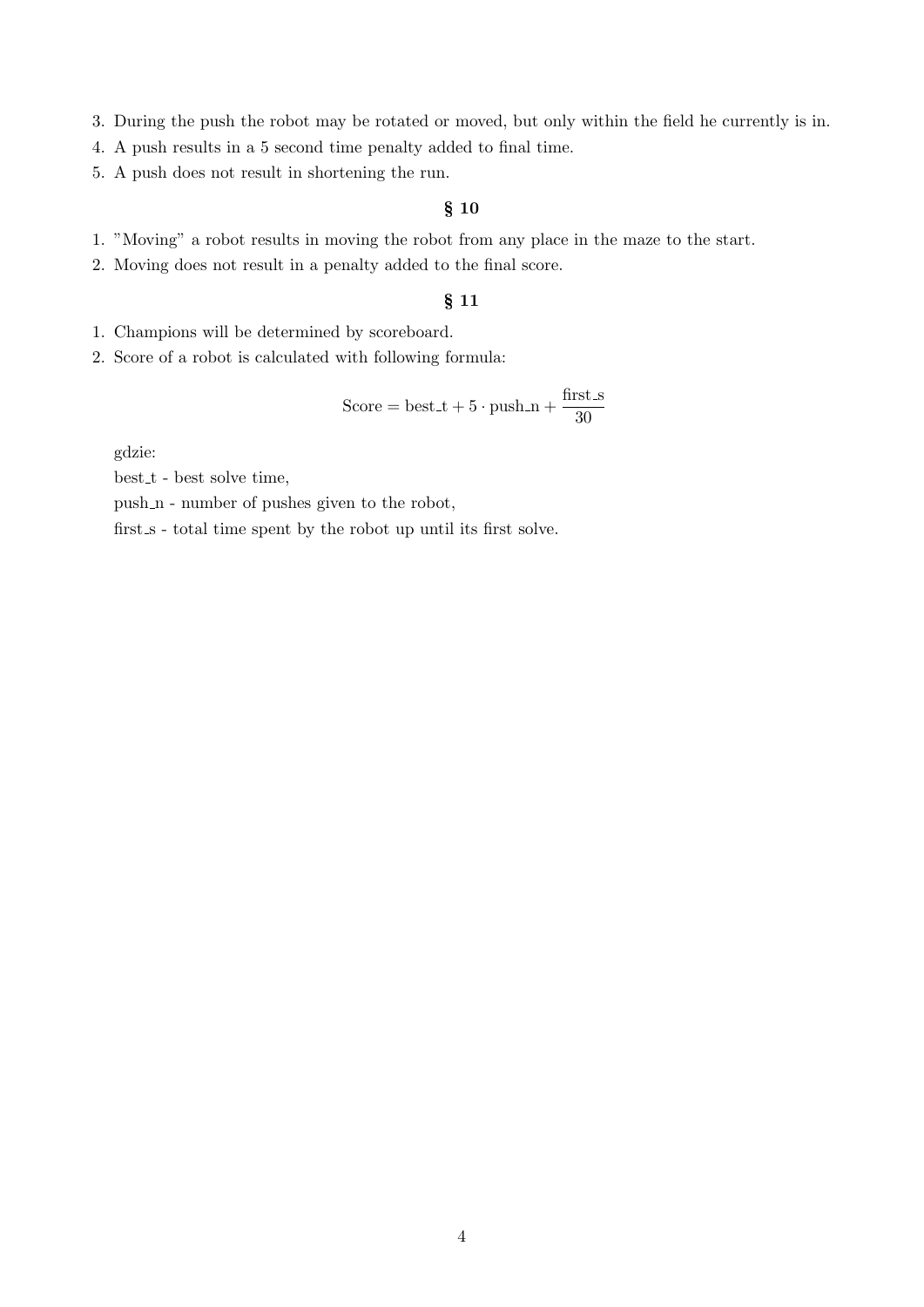3. During the push the robot may be rotated or moved, but only within the field he currently is in.
4. A push results in a 5 second time penalty added to final time.
5. A push does not result in shortening the run.

### § 10

1. "Moving" a robot results in moving the robot from any place in the maze to the start.
2. Moving does not result in a penalty added to the final score.

### § 11

1. Champions will be determined by scoreboard.
2. Score of a robot is calculated with following formula:

$$\text{Score} = \text{best\_t} + 5 \cdot \text{push\_n} + \frac{\text{first\_s}}{30}$$

   gdzie:

   best_t - best solve time,

   push_n - number of pushes given to the robot,

   first_s - total time spent by the robot up until its first solve.